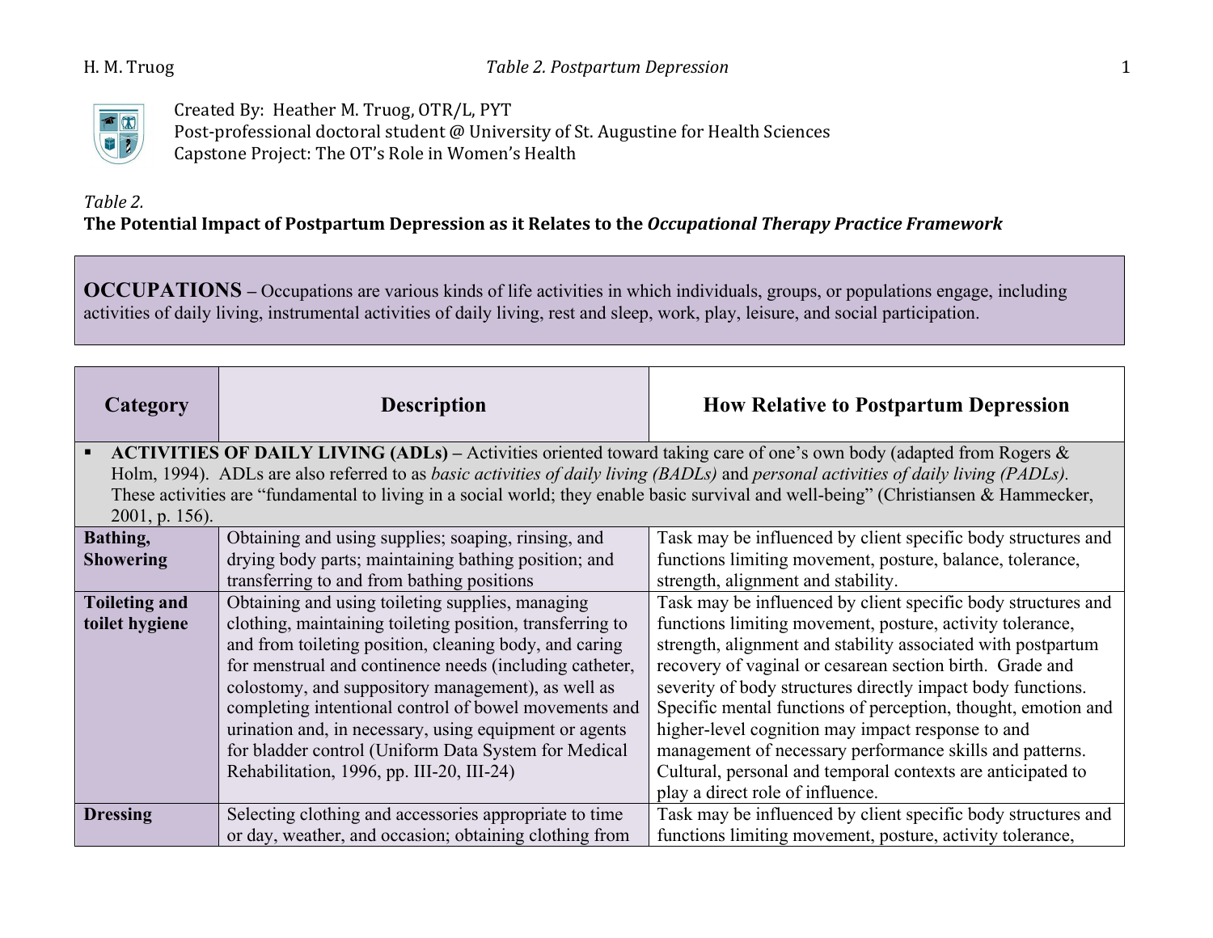Created By: Heather M. Truog, OTR/L, PYT
Post-professional doctoral student @ University of St. Augustine for Health Sciences
Capstone Project: The OT's Role in Women's Health

*Table 2.*

**The Potential Impact of Postpartum Depression as it Relates to the *Occupational Therapy Practice Framework***

**OCCUPATIONS** – Occupations are various kinds of life activities in which individuals, groups, or populations engage, including activities of daily living, instrumental activities of daily living, rest and sleep, work, play, leisure, and social participation.

| Category | Description | How Relative to Postpartum Depression |
|---|---|---|
| ▪ **ACTIVITIES OF DAILY LIVING (ADLs) –** Activities oriented toward taking care of one's own body (adapted from Rogers & Holm, 1994). ADLs are also referred to as *basic activities of daily living (BADLs)* and *personal activities of daily living (PADLs).* These activities are "fundamental to living in a social world; they enable basic survival and well-being" (Christiansen & Hammecker, 2001, p. 156). | | |
| **Bathing, Showering** | Obtaining and using supplies; soaping, rinsing, and drying body parts; maintaining bathing position; and transferring to and from bathing positions | Task may be influenced by client specific body structures and functions limiting movement, posture, balance, tolerance, strength, alignment and stability. |
| **Toileting and toilet hygiene** | Obtaining and using toileting supplies, managing clothing, maintaining toileting position, transferring to and from toileting position, cleaning body, and caring for menstrual and continence needs (including catheter, colostomy, and suppository management), as well as completing intentional control of bowel movements and urination and, in necessary, using equipment or agents for bladder control (Uniform Data System for Medical Rehabilitation, 1996, pp. III-20, III-24) | Task may be influenced by client specific body structures and functions limiting movement, posture, activity tolerance, strength, alignment and stability associated with postpartum recovery of vaginal or cesarean section birth. Grade and severity of body structures directly impact body functions. Specific mental functions of perception, thought, emotion and higher-level cognition may impact response to and management of necessary performance skills and patterns. Cultural, personal and temporal contexts are anticipated to play a direct role of influence. |
| **Dressing** | Selecting clothing and accessories appropriate to time or day, weather, and occasion; obtaining clothing from | Task may be influenced by client specific body structures and functions limiting movement, posture, activity tolerance, |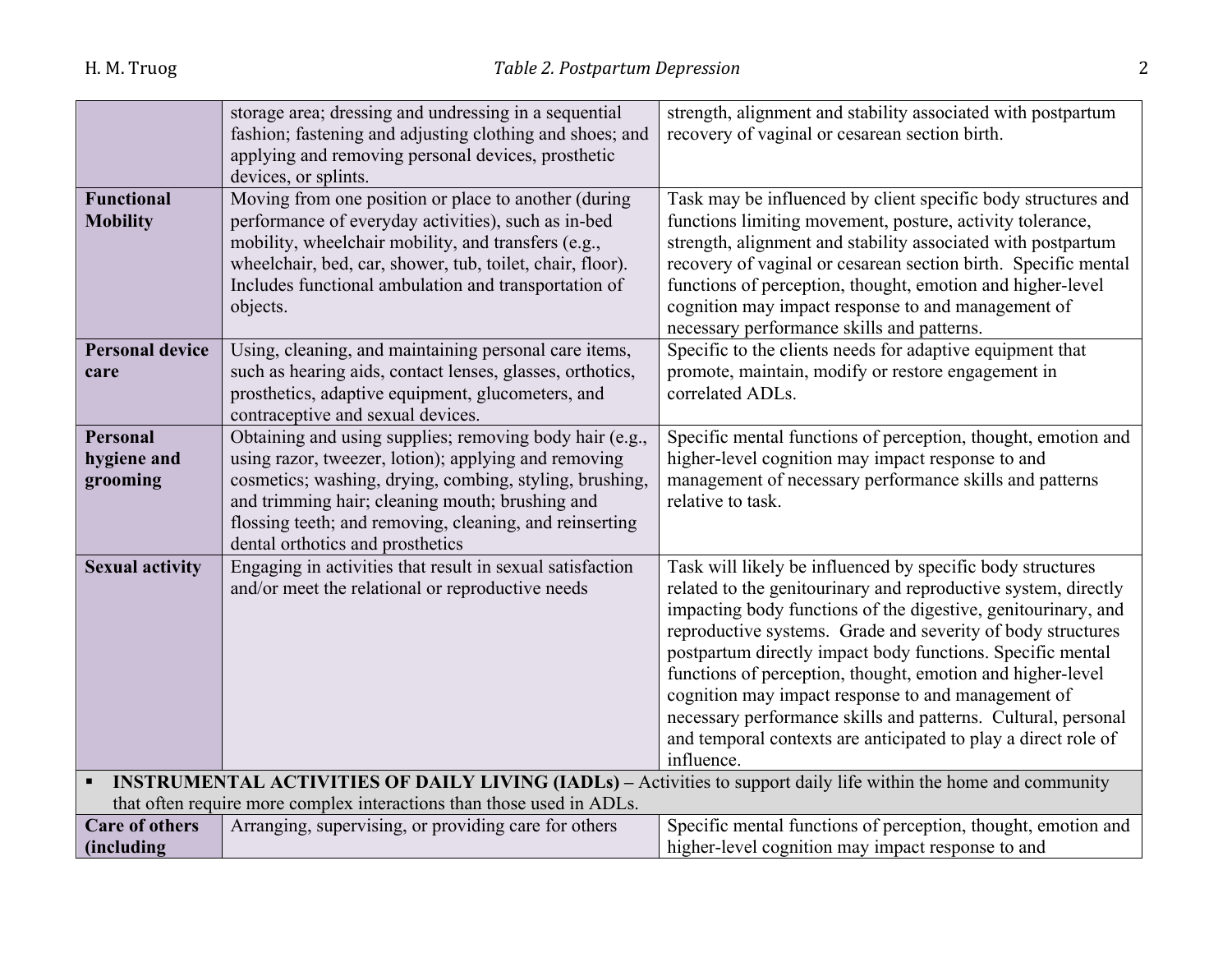| | | |
|---|---|---|
| | storage area; dressing and undressing in a sequential fashion; fastening and adjusting clothing and shoes; and applying and removing personal devices, prosthetic devices, or splints. | strength, alignment and stability associated with postpartum recovery of vaginal or cesarean section birth. |
| **Functional Mobility** | Moving from one position or place to another (during performance of everyday activities), such as in-bed mobility, wheelchair mobility, and transfers (e.g., wheelchair, bed, car, shower, tub, toilet, chair, floor). Includes functional ambulation and transportation of objects. | Task may be influenced by client specific body structures and functions limiting movement, posture, activity tolerance, strength, alignment and stability associated with postpartum recovery of vaginal or cesarean section birth. Specific mental functions of perception, thought, emotion and higher-level cognition may impact response to and management of necessary performance skills and patterns. |
| **Personal device care** | Using, cleaning, and maintaining personal care items, such as hearing aids, contact lenses, glasses, orthotics, prosthetics, adaptive equipment, glucometers, and contraceptive and sexual devices. | Specific to the clients needs for adaptive equipment that promote, maintain, modify or restore engagement in correlated ADLs. |
| **Personal hygiene and grooming** | Obtaining and using supplies; removing body hair (e.g., using razor, tweezer, lotion); applying and removing cosmetics; washing, drying, combing, styling, brushing, and trimming hair; cleaning mouth; brushing and flossing teeth; and removing, cleaning, and reinserting dental orthotics and prosthetics | Specific mental functions of perception, thought, emotion and higher-level cognition may impact response to and management of necessary performance skills and patterns relative to task. |
| **Sexual activity** | Engaging in activities that result in sexual satisfaction and/or meet the relational or reproductive needs | Task will likely be influenced by specific body structures related to the genitourinary and reproductive system, directly impacting body functions of the digestive, genitourinary, and reproductive systems. Grade and severity of body structures postpartum directly impact body functions. Specific mental functions of perception, thought, emotion and higher-level cognition may impact response to and management of necessary performance skills and patterns. Cultural, personal and temporal contexts are anticipated to play a direct role of influence. |
| ▪ **INSTRUMENTAL ACTIVITIES OF DAILY LIVING (IADLs) –** Activities to support daily life within the home and community that often require more complex interactions than those used in ADLs. | | |
| **Care of others (including** | Arranging, supervising, or providing care for others | Specific mental functions of perception, thought, emotion and higher-level cognition may impact response to and |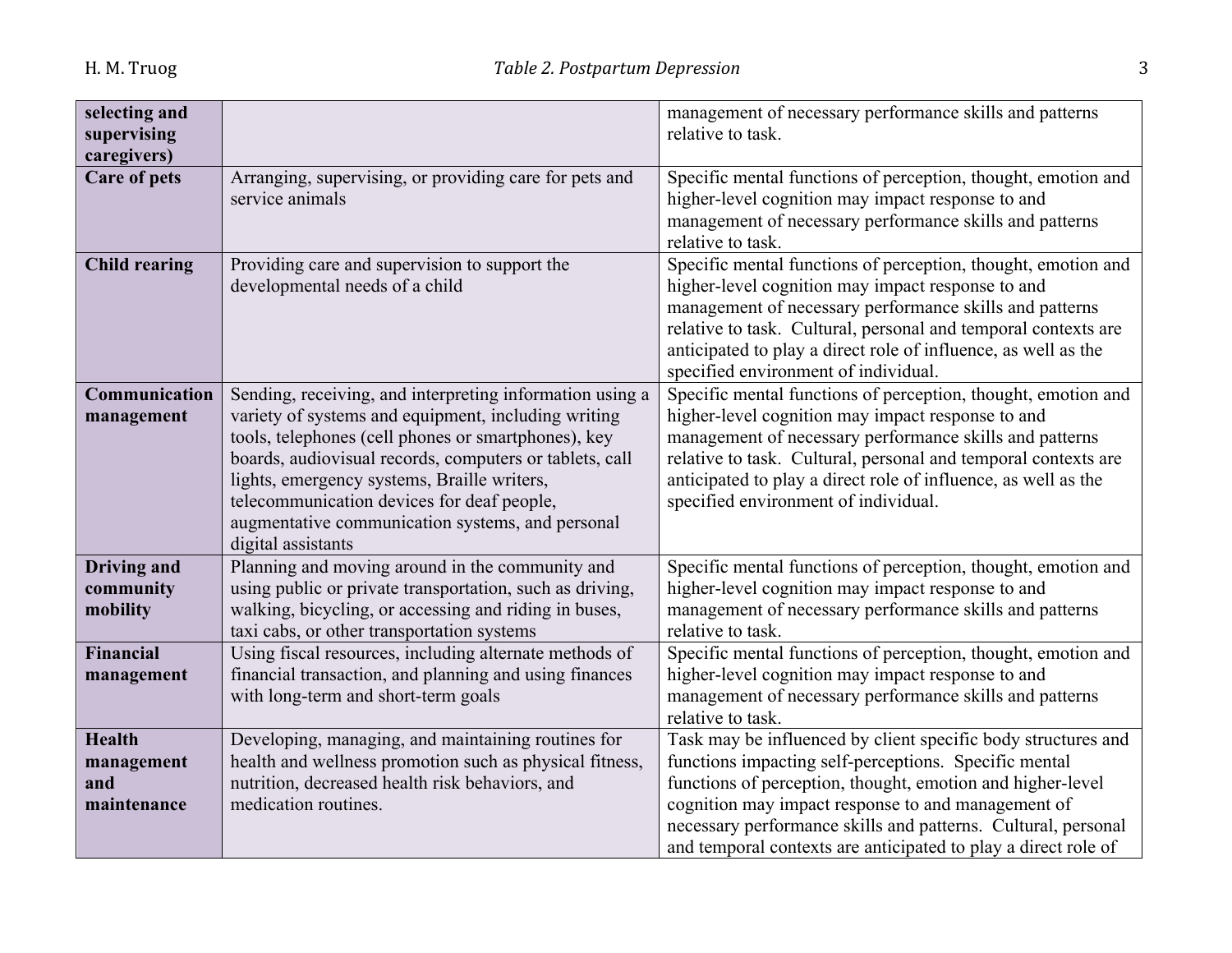| | | |
|---|---|---|
| **selecting and supervising caregivers)** | | management of necessary performance skills and patterns relative to task. |
| **Care of pets** | Arranging, supervising, or providing care for pets and service animals | Specific mental functions of perception, thought, emotion and higher-level cognition may impact response to and management of necessary performance skills and patterns relative to task. |
| **Child rearing** | Providing care and supervision to support the developmental needs of a child | Specific mental functions of perception, thought, emotion and higher-level cognition may impact response to and management of necessary performance skills and patterns relative to task. Cultural, personal and temporal contexts are anticipated to play a direct role of influence, as well as the specified environment of individual. |
| **Communication management** | Sending, receiving, and interpreting information using a variety of systems and equipment, including writing tools, telephones (cell phones or smartphones), key boards, audiovisual records, computers or tablets, call lights, emergency systems, Braille writers, telecommunication devices for deaf people, augmentative communication systems, and personal digital assistants | Specific mental functions of perception, thought, emotion and higher-level cognition may impact response to and management of necessary performance skills and patterns relative to task. Cultural, personal and temporal contexts are anticipated to play a direct role of influence, as well as the specified environment of individual. |
| **Driving and community mobility** | Planning and moving around in the community and using public or private transportation, such as driving, walking, bicycling, or accessing and riding in buses, taxi cabs, or other transportation systems | Specific mental functions of perception, thought, emotion and higher-level cognition may impact response to and management of necessary performance skills and patterns relative to task. |
| **Financial management** | Using fiscal resources, including alternate methods of financial transaction, and planning and using finances with long-term and short-term goals | Specific mental functions of perception, thought, emotion and higher-level cognition may impact response to and management of necessary performance skills and patterns relative to task. |
| **Health management and maintenance** | Developing, managing, and maintaining routines for health and wellness promotion such as physical fitness, nutrition, decreased health risk behaviors, and medication routines. | Task may be influenced by client specific body structures and functions impacting self-perceptions. Specific mental functions of perception, thought, emotion and higher-level cognition may impact response to and management of necessary performance skills and patterns. Cultural, personal and temporal contexts are anticipated to play a direct role of |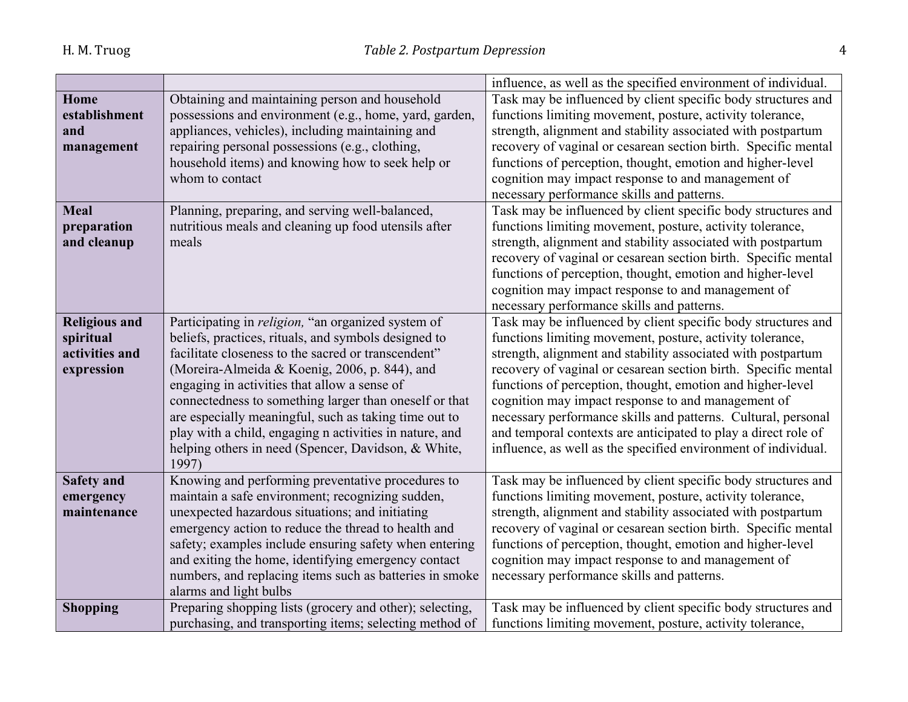| | | |
|---|---|---|
| | | influence, as well as the specified environment of individual. |
| **Home establishment and management** | Obtaining and maintaining person and household possessions and environment (e.g., home, yard, garden, appliances, vehicles), including maintaining and repairing personal possessions (e.g., clothing, household items) and knowing how to seek help or whom to contact | Task may be influenced by client specific body structures and functions limiting movement, posture, activity tolerance, strength, alignment and stability associated with postpartum recovery of vaginal or cesarean section birth. Specific mental functions of perception, thought, emotion and higher-level cognition may impact response to and management of necessary performance skills and patterns. |
| **Meal preparation and cleanup** | Planning, preparing, and serving well-balanced, nutritious meals and cleaning up food utensils after meals | Task may be influenced by client specific body structures and functions limiting movement, posture, activity tolerance, strength, alignment and stability associated with postpartum recovery of vaginal or cesarean section birth. Specific mental functions of perception, thought, emotion and higher-level cognition may impact response to and management of necessary performance skills and patterns. |
| **Religious and spiritual activities and expression** | Participating in *religion,* "an organized system of beliefs, practices, rituals, and symbols designed to facilitate closeness to the sacred or transcendent" (Moreira-Almeida & Koenig, 2006, p. 844), and engaging in activities that allow a sense of connectedness to something larger than oneself or that are especially meaningful, such as taking time out to play with a child, engaging n activities in nature, and helping others in need (Spencer, Davidson, & White, 1997) | Task may be influenced by client specific body structures and functions limiting movement, posture, activity tolerance, strength, alignment and stability associated with postpartum recovery of vaginal or cesarean section birth. Specific mental functions of perception, thought, emotion and higher-level cognition may impact response to and management of necessary performance skills and patterns. Cultural, personal and temporal contexts are anticipated to play a direct role of influence, as well as the specified environment of individual. |
| **Safety and emergency maintenance** | Knowing and performing preventative procedures to maintain a safe environment; recognizing sudden, unexpected hazardous situations; and initiating emergency action to reduce the thread to health and safety; examples include ensuring safety when entering and exiting the home, identifying emergency contact numbers, and replacing items such as batteries in smoke alarms and light bulbs | Task may be influenced by client specific body structures and functions limiting movement, posture, activity tolerance, strength, alignment and stability associated with postpartum recovery of vaginal or cesarean section birth. Specific mental functions of perception, thought, emotion and higher-level cognition may impact response to and management of necessary performance skills and patterns. |
| **Shopping** | Preparing shopping lists (grocery and other); selecting, purchasing, and transporting items; selecting method of | Task may be influenced by client specific body structures and functions limiting movement, posture, activity tolerance, |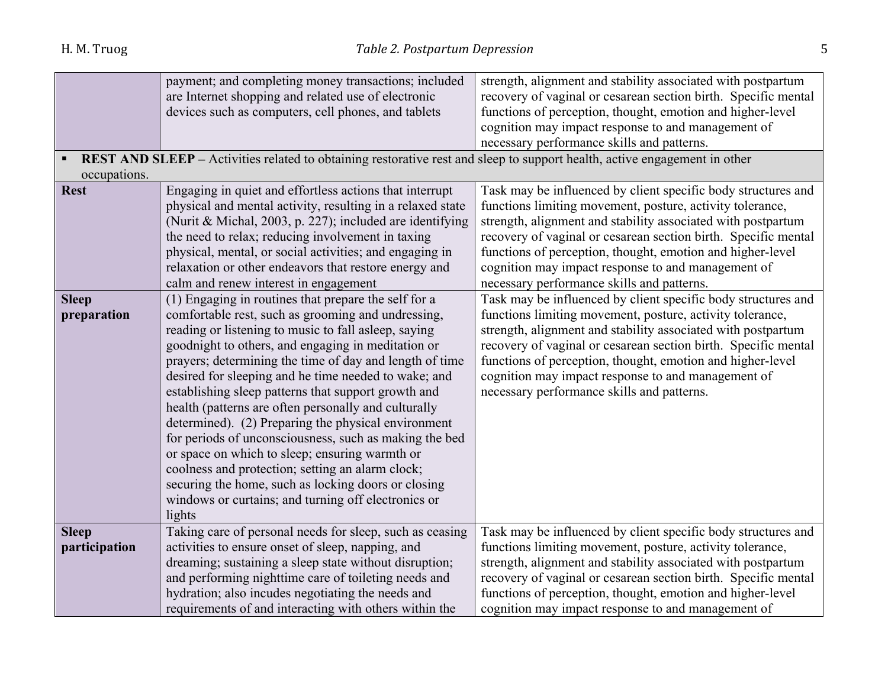| | | |
|---|---|---|
| | payment; and completing money transactions; included are Internet shopping and related use of electronic devices such as computers, cell phones, and tablets | strength, alignment and stability associated with postpartum recovery of vaginal or cesarean section birth. Specific mental functions of perception, thought, emotion and higher-level cognition may impact response to and management of necessary performance skills and patterns. |
| ▪ **REST AND SLEEP** – Activities related to obtaining restorative rest and sleep to support health, active engagement in other occupations. | | |
| **Rest** | Engaging in quiet and effortless actions that interrupt physical and mental activity, resulting in a relaxed state (Nurit & Michal, 2003, p. 227); included are identifying the need to relax; reducing involvement in taxing physical, mental, or social activities; and engaging in relaxation or other endeavors that restore energy and calm and renew interest in engagement | Task may be influenced by client specific body structures and functions limiting movement, posture, activity tolerance, strength, alignment and stability associated with postpartum recovery of vaginal or cesarean section birth. Specific mental functions of perception, thought, emotion and higher-level cognition may impact response to and management of necessary performance skills and patterns. |
| **Sleep preparation** | (1) Engaging in routines that prepare the self for a comfortable rest, such as grooming and undressing, reading or listening to music to fall asleep, saying goodnight to others, and engaging in meditation or prayers; determining the time of day and length of time desired for sleeping and he time needed to wake; and establishing sleep patterns that support growth and health (patterns are often personally and culturally determined). (2) Preparing the physical environment for periods of unconsciousness, such as making the bed or space on which to sleep; ensuring warmth or coolness and protection; setting an alarm clock; securing the home, such as locking doors or closing windows or curtains; and turning off electronics or lights | Task may be influenced by client specific body structures and functions limiting movement, posture, activity tolerance, strength, alignment and stability associated with postpartum recovery of vaginal or cesarean section birth. Specific mental functions of perception, thought, emotion and higher-level cognition may impact response to and management of necessary performance skills and patterns. |
| **Sleep participation** | Taking care of personal needs for sleep, such as ceasing activities to ensure onset of sleep, napping, and dreaming; sustaining a sleep state without disruption; and performing nighttime care of toileting needs and hydration; also incudes negotiating the needs and requirements of and interacting with others within the | Task may be influenced by client specific body structures and functions limiting movement, posture, activity tolerance, strength, alignment and stability associated with postpartum recovery of vaginal or cesarean section birth. Specific mental functions of perception, thought, emotion and higher-level cognition may impact response to and management of |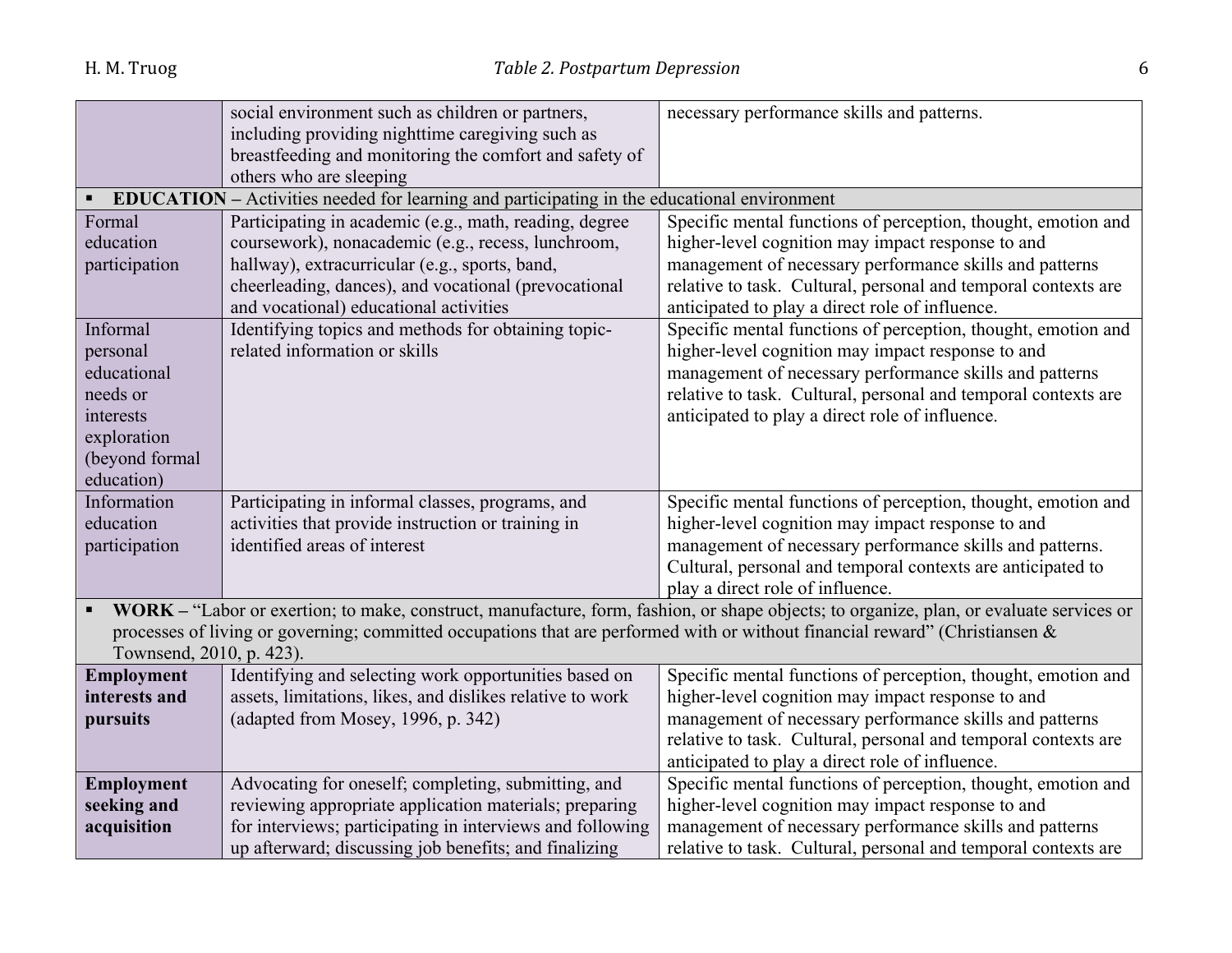| | | |
|---|---|---|
| | social environment such as children or partners, including providing nighttime caregiving such as breastfeeding and monitoring the comfort and safety of others who are sleeping | necessary performance skills and patterns. |
| ▪ **EDUCATION** – Activities needed for learning and participating in the educational environment | | |
| Formal education participation | Participating in academic (e.g., math, reading, degree coursework), nonacademic (e.g., recess, lunchroom, hallway), extracurricular (e.g., sports, band, cheerleading, dances), and vocational (prevocational and vocational) educational activities | Specific mental functions of perception, thought, emotion and higher-level cognition may impact response to and management of necessary performance skills and patterns relative to task. Cultural, personal and temporal contexts are anticipated to play a direct role of influence. |
| Informal personal educational needs or interests exploration (beyond formal education) | Identifying topics and methods for obtaining topic-related information or skills | Specific mental functions of perception, thought, emotion and higher-level cognition may impact response to and management of necessary performance skills and patterns relative to task. Cultural, personal and temporal contexts are anticipated to play a direct role of influence. |
| Information education participation | Participating in informal classes, programs, and activities that provide instruction or training in identified areas of interest | Specific mental functions of perception, thought, emotion and higher-level cognition may impact response to and management of necessary performance skills and patterns. Cultural, personal and temporal contexts are anticipated to play a direct role of influence. |
| ▪ **WORK** – "Labor or exertion; to make, construct, manufacture, form, fashion, or shape objects; to organize, plan, or evaluate services or processes of living or governing; committed occupations that are performed with or without financial reward" (Christiansen & Townsend, 2010, p. 423). | | |
| **Employment interests and pursuits** | Identifying and selecting work opportunities based on assets, limitations, likes, and dislikes relative to work (adapted from Mosey, 1996, p. 342) | Specific mental functions of perception, thought, emotion and higher-level cognition may impact response to and management of necessary performance skills and patterns relative to task. Cultural, personal and temporal contexts are anticipated to play a direct role of influence. |
| **Employment seeking and acquisition** | Advocating for oneself; completing, submitting, and reviewing appropriate application materials; preparing for interviews; participating in interviews and following up afterward; discussing job benefits; and finalizing | Specific mental functions of perception, thought, emotion and higher-level cognition may impact response to and management of necessary performance skills and patterns relative to task. Cultural, personal and temporal contexts are |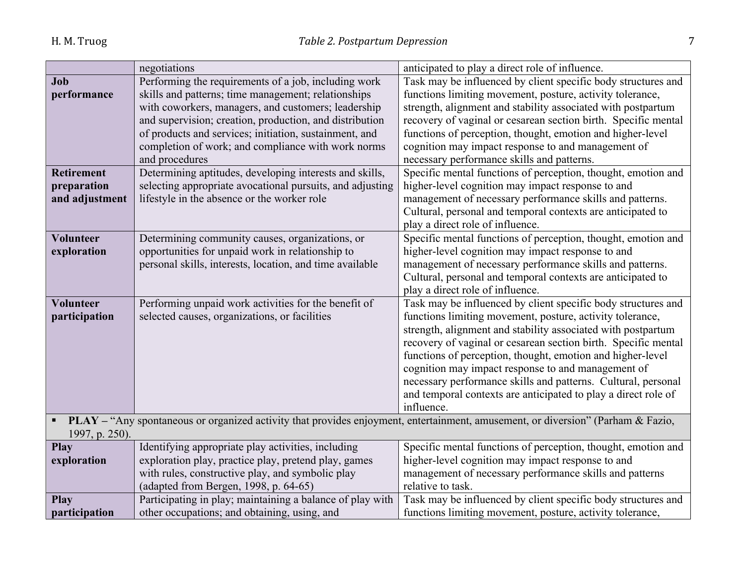| | | |
|---|---|---|
| | negotiations | anticipated to play a direct role of influence. |
| **Job performance** | Performing the requirements of a job, including work skills and patterns; time management; relationships with coworkers, managers, and customers; leadership and supervision; creation, production, and distribution of products and services; initiation, sustainment, and completion of work; and compliance with work norms and procedures | Task may be influenced by client specific body structures and functions limiting movement, posture, activity tolerance, strength, alignment and stability associated with postpartum recovery of vaginal or cesarean section birth. Specific mental functions of perception, thought, emotion and higher-level cognition may impact response to and management of necessary performance skills and patterns. |
| **Retirement preparation and adjustment** | Determining aptitudes, developing interests and skills, selecting appropriate avocational pursuits, and adjusting lifestyle in the absence or the worker role | Specific mental functions of perception, thought, emotion and higher-level cognition may impact response to and management of necessary performance skills and patterns. Cultural, personal and temporal contexts are anticipated to play a direct role of influence. |
| **Volunteer exploration** | Determining community causes, organizations, or opportunities for unpaid work in relationship to personal skills, interests, location, and time available | Specific mental functions of perception, thought, emotion and higher-level cognition may impact response to and management of necessary performance skills and patterns. Cultural, personal and temporal contexts are anticipated to play a direct role of influence. |
| **Volunteer participation** | Performing unpaid work activities for the benefit of selected causes, organizations, or facilities | Task may be influenced by client specific body structures and functions limiting movement, posture, activity tolerance, strength, alignment and stability associated with postpartum recovery of vaginal or cesarean section birth. Specific mental functions of perception, thought, emotion and higher-level cognition may impact response to and management of necessary performance skills and patterns. Cultural, personal and temporal contexts are anticipated to play a direct role of influence. |
| ▪ **PLAY –** "Any spontaneous or organized activity that provides enjoyment, entertainment, amusement, or diversion" (Parham & Fazio, 1997, p. 250). | | |
| **Play exploration** | Identifying appropriate play activities, including exploration play, practice play, pretend play, games with rules, constructive play, and symbolic play (adapted from Bergen, 1998, p. 64-65) | Specific mental functions of perception, thought, emotion and higher-level cognition may impact response to and management of necessary performance skills and patterns relative to task. |
| **Play participation** | Participating in play; maintaining a balance of play with other occupations; and obtaining, using, and | Task may be influenced by client specific body structures and functions limiting movement, posture, activity tolerance, |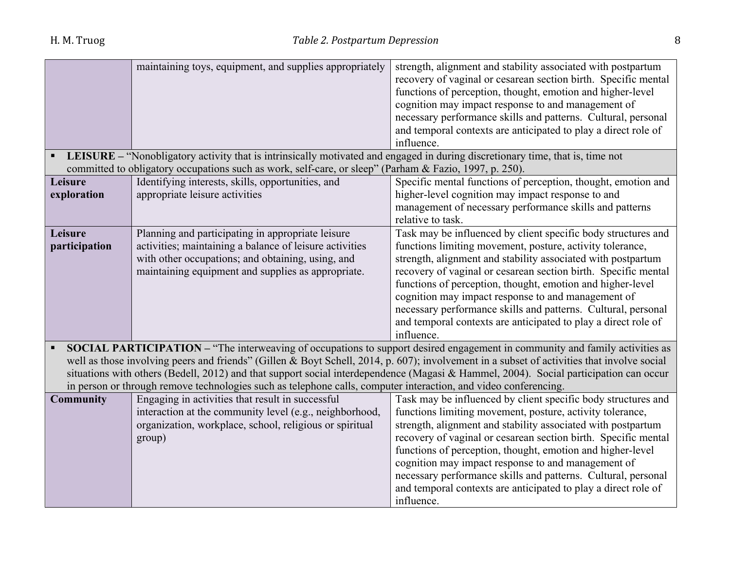| | | |
|---|---|---|
| | maintaining toys, equipment, and supplies appropriately | strength, alignment and stability associated with postpartum recovery of vaginal or cesarean section birth. Specific mental functions of perception, thought, emotion and higher-level cognition may impact response to and management of necessary performance skills and patterns. Cultural, personal and temporal contexts are anticipated to play a direct role of influence. |
| ▪ **LEISURE –** "Nonobligatory activity that is intrinsically motivated and engaged in during discretionary time, that is, time not committed to obligatory occupations such as work, self-care, or sleep" (Parham & Fazio, 1997, p. 250). | | |
| **Leisure exploration** | Identifying interests, skills, opportunities, and appropriate leisure activities | Specific mental functions of perception, thought, emotion and higher-level cognition may impact response to and management of necessary performance skills and patterns relative to task. |
| **Leisure participation** | Planning and participating in appropriate leisure activities; maintaining a balance of leisure activities with other occupations; and obtaining, using, and maintaining equipment and supplies as appropriate. | Task may be influenced by client specific body structures and functions limiting movement, posture, activity tolerance, strength, alignment and stability associated with postpartum recovery of vaginal or cesarean section birth. Specific mental functions of perception, thought, emotion and higher-level cognition may impact response to and management of necessary performance skills and patterns. Cultural, personal and temporal contexts are anticipated to play a direct role of influence. |
| ▪ **SOCIAL PARTICIPATION –** "The interweaving of occupations to support desired engagement in community and family activities as well as those involving peers and friends" (Gillen & Boyt Schell, 2014, p. 607); involvement in a subset of activities that involve social situations with others (Bedell, 2012) and that support social interdependence (Magasi & Hammel, 2004). Social participation can occur in person or through remove technologies such as telephone calls, computer interaction, and video conferencing. | | |
| **Community** | Engaging in activities that result in successful interaction at the community level (e.g., neighborhood, organization, workplace, school, religious or spiritual group) | Task may be influenced by client specific body structures and functions limiting movement, posture, activity tolerance, strength, alignment and stability associated with postpartum recovery of vaginal or cesarean section birth. Specific mental functions of perception, thought, emotion and higher-level cognition may impact response to and management of necessary performance skills and patterns. Cultural, personal and temporal contexts are anticipated to play a direct role of influence. |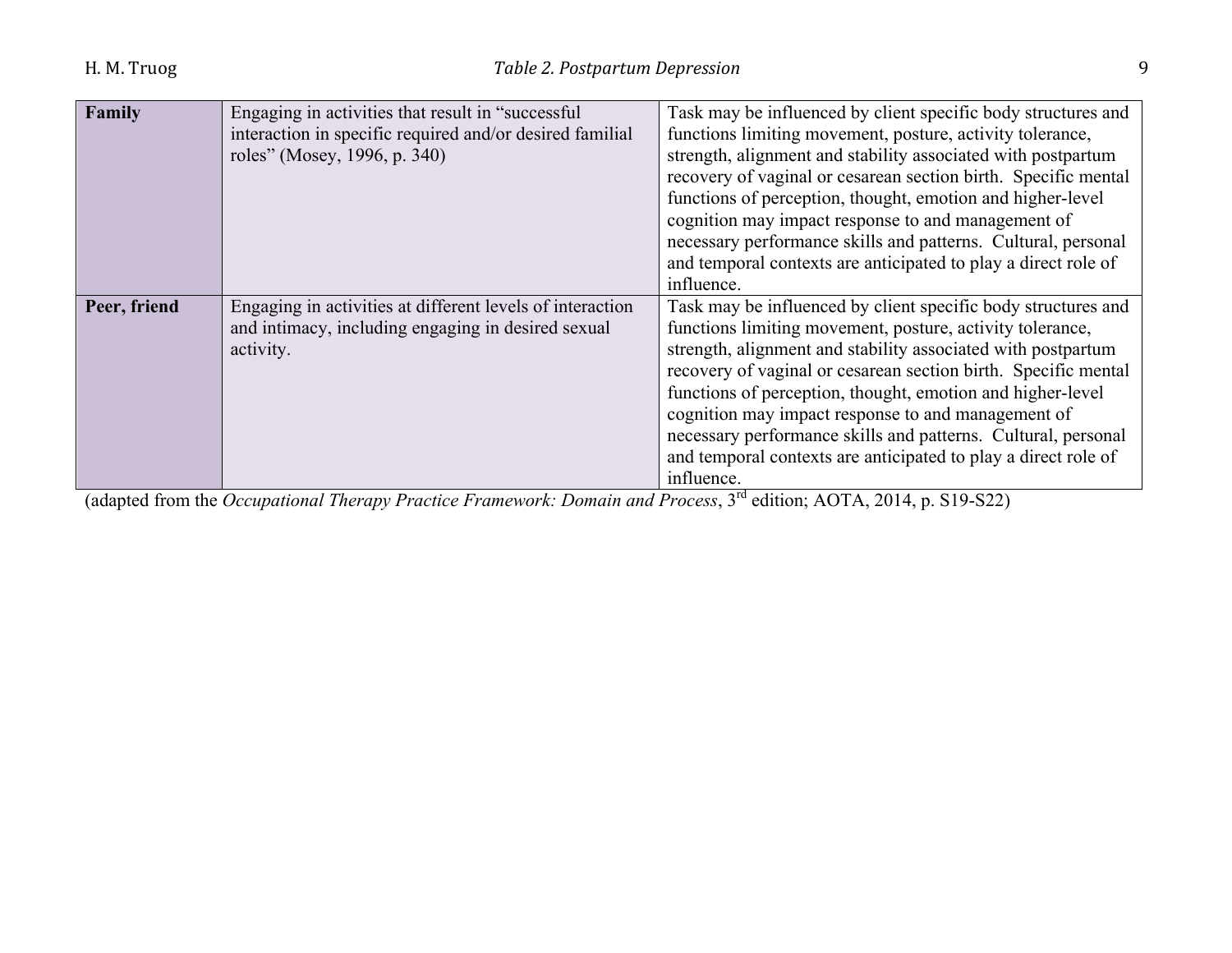| | | |
|---|---|---|
| **Family** | Engaging in activities that result in "successful interaction in specific required and/or desired familial roles" (Mosey, 1996, p. 340) | Task may be influenced by client specific body structures and functions limiting movement, posture, activity tolerance, strength, alignment and stability associated with postpartum recovery of vaginal or cesarean section birth. Specific mental functions of perception, thought, emotion and higher-level cognition may impact response to and management of necessary performance skills and patterns. Cultural, personal and temporal contexts are anticipated to play a direct role of influence. |
| **Peer, friend** | Engaging in activities at different levels of interaction and intimacy, including engaging in desired sexual activity. | Task may be influenced by client specific body structures and functions limiting movement, posture, activity tolerance, strength, alignment and stability associated with postpartum recovery of vaginal or cesarean section birth. Specific mental functions of perception, thought, emotion and higher-level cognition may impact response to and management of necessary performance skills and patterns. Cultural, personal and temporal contexts are anticipated to play a direct role of influence. |

(adapted from the *Occupational Therapy Practice Framework: Domain and Process*, 3rd edition; AOTA, 2014, p. S19-S22)